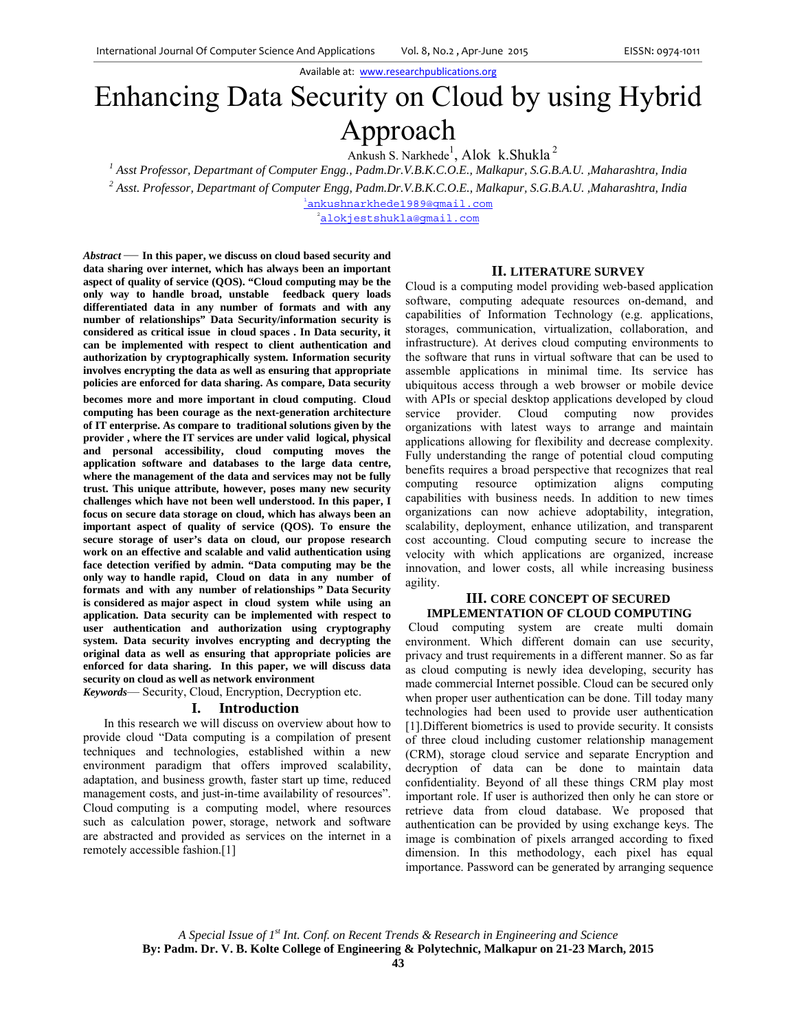Available at: www.researchpublications.org

# Enhancing Data Security on Cloud by using Hybrid Approach

Ankush S. Narkhede[1], Alok k.Shukla[2]

[1] *Asst Professor, Departmant of Computer Engg., Padm.Dr.V.B.K.C.O.E., Malkapur, S.G.B.A.U. ,Maharashtra, India*

[2] *Asst. Professor, Department of Computer Engg, Padm.Dr.V.B.K.C.O.E., Malkapur, S.G.B.A.U. ,Maharashtra, India*

[1]ankushnarkhede1989@gmail.com

[2]alokjestshukla@gmail.com

***Abstract*** — **In this paper, we discuss on cloud based security and data sharing over internet, which has always been an important aspect of quality of service (QOS). "Cloud computing may be the only way to handle broad, unstable feedback query loads differentiated data in any number of formats and with any number of relationships" Data Security/information security is considered as critical issue in cloud spaces . In Data security, it can be implemented with respect to client authentication and authorization by cryptographically system. Information security involves encrypting the data as well as ensuring that appropriate policies are enforced for data sharing. As compare, Data security becomes more and more important in cloud computing. Cloud computing has been courage as the next-generation architecture of IT enterprise. As compare to traditional solutions given by the provider , where the IT services are under valid logical, physical and personal accessibility, cloud computing moves the application software and databases to the large data centre, where the management of the data and services may not be fully trust. This unique attribute, however, poses many new security challenges which have not been well understood. In this paper, I focus on secure data storage on cloud, which has always been an important aspect of quality of service (QOS). To ensure the secure storage of user's data on cloud, our propose research work on an effective and scalable and valid authentication using face detection verified by admin. "Data computing may be the only way to handle rapid, Cloud on data in any number of formats and with any number of relationships " Data Security is considered as major aspect in cloud system while using an application. Data security can be implemented with respect to user authentication and authorization using cryptography system. Data security involves encrypting and decrypting the original data as well as ensuring that appropriate policies are enforced for data sharing. In this paper, we will discuss data security on cloud as well as network environment**

***Keywords***— Security, Cloud, Encryption, Decryption etc.

## I. Introduction

In this research we will discuss on overview about how to provide cloud "Data computing is a compilation of present techniques and technologies, established within a new environment paradigm that offers improved scalability, adaptation, and business growth, faster start up time, reduced management costs, and just-in-time availability of resources". Cloud computing is a computing model, where resources such as calculation power, storage, network and software are abstracted and provided as services on the internet in a remotely accessible fashion.[1]

## II. LITERATURE SURVEY

Cloud is a computing model providing web-based application software, computing adequate resources on-demand, and capabilities of Information Technology (e.g. applications, storages, communication, virtualization, collaboration, and infrastructure). At derives cloud computing environments to the software that runs in virtual software that can be used to assemble applications in minimal time. Its service has ubiquitous access through a web browser or mobile device with APIs or special desktop applications developed by cloud service provider. Cloud computing now provides organizations with latest ways to arrange and maintain applications allowing for flexibility and decrease complexity. Fully understanding the range of potential cloud computing benefits requires a broad perspective that recognizes that real computing resource optimization aligns computing capabilities with business needs. In addition to new times organizations can now achieve adoptability, integration, scalability, deployment, enhance utilization, and transparent cost accounting. Cloud computing secure to increase the velocity with which applications are organized, increase innovation, and lower costs, all while increasing business agility.

## III. CORE CONCEPT OF SECURED IMPLEMENTATION OF CLOUD COMPUTING

Cloud computing system are create multi domain environment. Which different domain can use security, privacy and trust requirements in a different manner. So as far as cloud computing is newly idea developing, security has made commercial Internet possible. Cloud can be secured only when proper user authentication can be done. Till today many technologies had been used to provide user authentication [1].Different biometrics is used to provide security. It consists of three cloud including customer relationship management (CRM), storage cloud service and separate Encryption and decryption of data can be done to maintain data confidentiality. Beyond of all these things CRM play most important role. If user is authorized then only he can store or retrieve data from cloud database. We proposed that authentication can be provided by using exchange keys. The image is combination of pixels arranged according to fixed dimension. In this methodology, each pixel has equal importance. Password can be generated by arranging sequence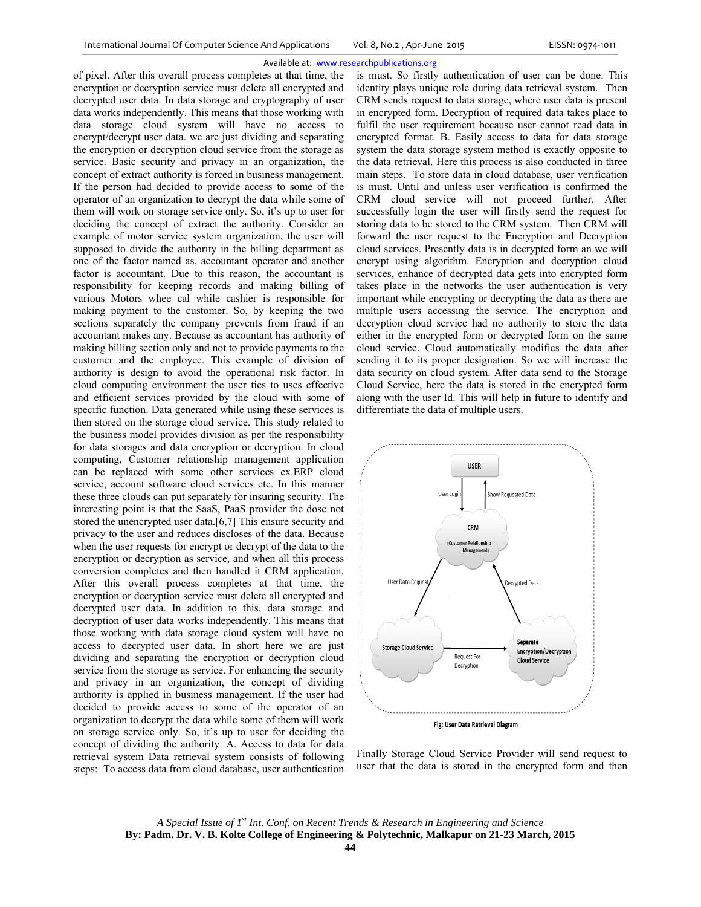of pixel. After this overall process completes at that time, the encryption or decryption service must delete all encrypted and decrypted user data. In data storage and cryptography of user data works independently. This means that those working with data storage cloud system will have no access to encrypt/decrypt user data. we are just dividing and separating the encryption or decryption cloud service from the storage as service. Basic security and privacy in an organization, the concept of extract authority is forced in business management. If the person had decided to provide access to some of the operator of an organization to decrypt the data while some of them will work on storage service only. So, it's up to user for deciding the concept of extract the authority. Consider an example of motor service system organization, the user will supposed to divide the authority in the billing department as one of the factor named as, accountant operator and another factor is accountant. Due to this reason, the accountant is responsibility for keeping records and making billing of various Motors whee cal while cashier is responsible for making payment to the customer. So, by keeping the two sections separately the company prevents from fraud if an accountant makes any. Because as accountant has authority of making billing section only and not to provide payments to the customer and the employee. This example of division of authority is design to avoid the operational risk factor. In cloud computing environment the user ties to uses effective and efficient services provided by the cloud with some of specific function. Data generated while using these services is then stored on the storage cloud service. This study related to the business model provides division as per the responsibility for data storages and data encryption or decryption. In cloud computing, Customer relationship management application can be replaced with some other services ex.ERP cloud service, account software cloud services etc. In this manner these three clouds can put separately for insuring security. The interesting point is that the SaaS, PaaS provider the dose not stored the unencrypted user data.[6,7] This ensure security and privacy to the user and reduces discloses of the data. Because when the user requests for encrypt or decrypt of the data to the encryption or decryption as service, and when all this process conversion completes and then handled it CRM application. After this overall process completes at that time, the encryption or decryption service must delete all encrypted and decrypted user data. In addition to this, data storage and decryption of user data works independently. This means that those working with data storage cloud system will have no access to decrypted user data. In short here we are just dividing and separating the encryption or decryption cloud service from the storage as service. For enhancing the security and privacy in an organization, the concept of dividing authority is applied in business management. If the user had decided to provide access to some of the operator of an organization to decrypt the data while some of them will work on storage service only. So, it's up to user for deciding the concept of dividing the authority. A. Access to data for data retrieval system Data retrieval system consists of following steps: To access data from cloud database, user authentication is must. So firstly authentication of user can be done. This identity plays unique role during data retrieval system. Then CRM sends request to data storage, where user data is present in encrypted form. Decryption of required data takes place to fulfil the user requirement because user cannot read data in encrypted format. B. Easily access to data for data storage system the data storage system method is exactly opposite to the data retrieval. Here this process is also conducted in three main steps. To store data in cloud database, user verification is must. Until and unless user verification is confirmed the CRM cloud service will not proceed further. After successfully login the user will firstly send the request for storing data to be stored to the CRM system. Then CRM will forward the user request to the Encryption and Decryption cloud services. Presently data is in decrypted form an we will encrypt using algorithm. Encryption and decryption cloud services, enhance of decrypted data gets into encrypted form takes place in the networks the user authentication is very important while encrypting or decrypting the data as there are multiple users accessing the service. The encryption and decryption cloud service had no authority to store the data either in the encrypted form or decrypted form on the same cloud service. Cloud automatically modifies the data after sending it to its proper designation. So we will increase the data security on cloud system. After data send to the Storage Cloud Service, here the data is stored in the encrypted form along with the user Id. This will help in future to identify and differentiate the data of multiple users.

USER — User Login / Show Requested Data — CRM (Customer Relationship Management) — User Data Request — Decrypted Data — Storage Cloud Service — Request For Decryption — Separate Encryption/Decryption Cloud Service

Fig: User Data Retrieval Diagram

Finally Storage Cloud Service Provider will send request to user that the data is stored in the encrypted form and then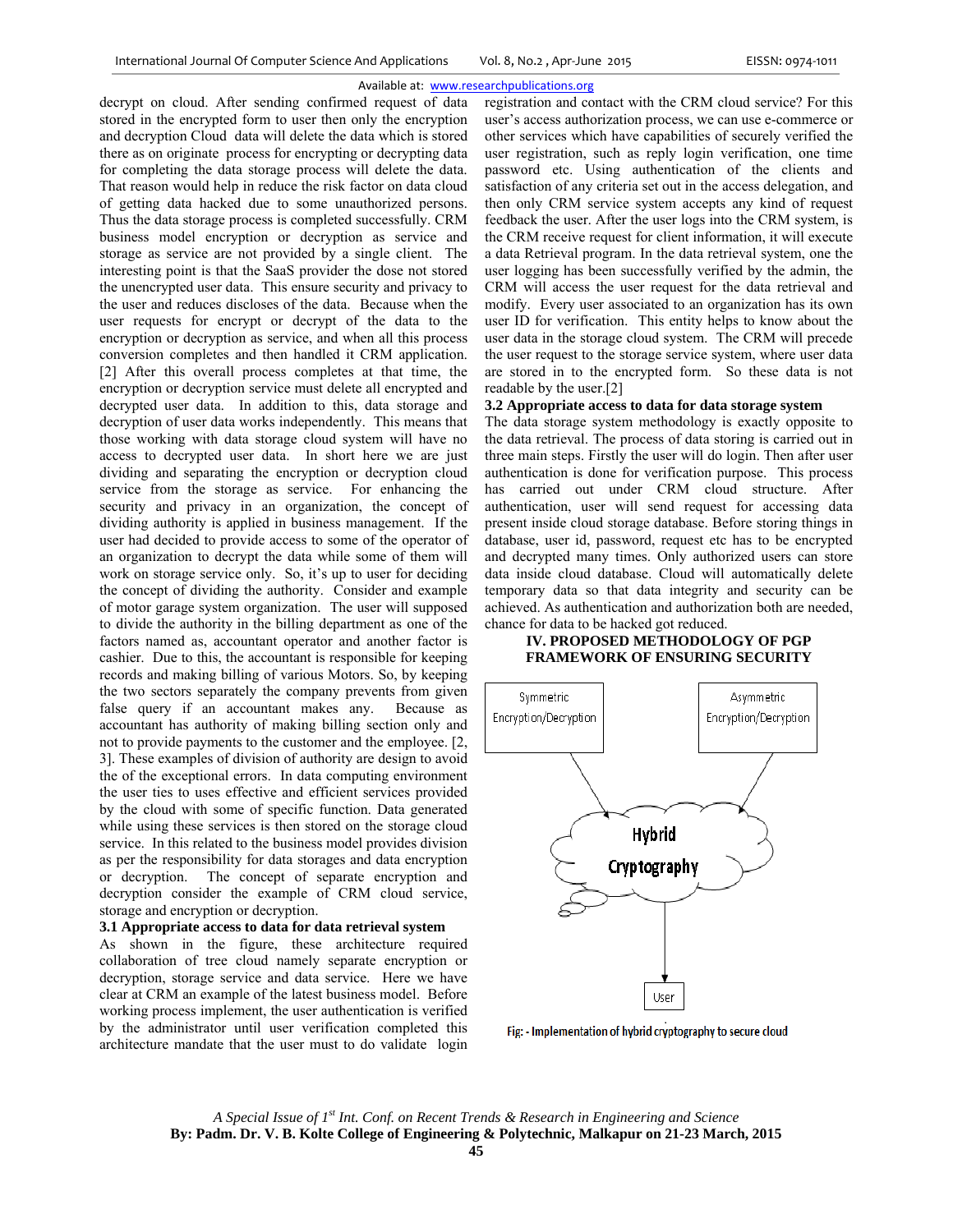decrypt on cloud. After sending confirmed request of data stored in the encrypted form to user then only the encryption and decryption Cloud data will delete the data which is stored there as on originate process for encrypting or decrypting data for completing the data storage process will delete the data. That reason would help in reduce the risk factor on data cloud of getting data hacked due to some unauthorized persons. Thus the data storage process is completed successfully. CRM business model encryption or decryption as service and storage as service are not provided by a single client. The interesting point is that the SaaS provider the dose not stored the unencrypted user data. This ensure security and privacy to the user and reduces discloses of the data. Because when the user requests for encrypt or decrypt of the data to the encryption or decryption as service, and when all this process conversion completes and then handled it CRM application. [2] After this overall process completes at that time, the encryption or decryption service must delete all encrypted and decrypted user data. In addition to this, data storage and decryption of user data works independently. This means that those working with data storage cloud system will have no access to decrypted user data. In short here we are just dividing and separating the encryption or decryption cloud service from the storage as service. For enhancing the security and privacy in an organization, the concept of dividing authority is applied in business management. If the user had decided to provide access to some of the operator of an organization to decrypt the data while some of them will work on storage service only. So, it's up to user for deciding the concept of dividing the authority. Consider and example of motor garage system organization. The user will supposed to divide the authority in the billing department as one of the factors named as, accountant operator and another factor is cashier. Due to this, the accountant is responsible for keeping records and making billing of various Motors. So, by keeping the two sectors separately the company prevents from given false query if an accountant makes any. Because as accountant has authority of making billing section only and not to provide payments to the customer and the employee. [2, 3]. These examples of division of authority are design to avoid the of the exceptional errors. In data computing environment the user ties to uses effective and efficient services provided by the cloud with some of specific function. Data generated while using these services is then stored on the storage cloud service. In this related to the business model provides division as per the responsibility for data storages and data encryption or decryption. The concept of separate encryption and decryption consider the example of CRM cloud service, storage and encryption or decryption.

### 3.1 Appropriate access to data for data retrieval system

As shown in the figure, these architecture required collaboration of tree cloud namely separate encryption or decryption, storage service and data service. Here we have clear at CRM an example of the latest business model. Before working process implement, the user authentication is verified by the administrator until user verification completed this architecture mandate that the user must to do validate login registration and contact with the CRM cloud service? For this user's access authorization process, we can use e-commerce or other services which have capabilities of securely verified the user registration, such as reply login verification, one time password etc. Using authentication of the clients and satisfaction of any criteria set out in the access delegation, and then only CRM service system accepts any kind of request feedback the user. After the user logs into the CRM system, is the CRM receive request for client information, it will execute a data Retrieval program. In the data retrieval system, one the user logging has been successfully verified by the admin, the CRM will access the user request for the data retrieval and modify. Every user associated to an organization has its own user ID for verification. This entity helps to know about the user data in the storage cloud system. The CRM will precede the user request to the storage service system, where user data are stored in to the encrypted form. So these data is not readable by the user.[2]

### 3.2 Appropriate access to data for data storage system

The data storage system methodology is exactly opposite to the data retrieval. The process of data storing is carried out in three main steps. Firstly the user will do login. Then after user authentication is done for verification purpose. This process has carried out under CRM cloud structure. After authentication, user will send request for accessing data present inside cloud storage database. Before storing things in database, user id, password, request etc has to be encrypted and decrypted many times. Only authorized users can store data inside cloud database. Cloud will automatically delete temporary data so that data integrity and security can be achieved. As authentication and authorization both are needed, chance for data to be hacked got reduced.

## IV. PROPOSED METHODOLOGY OF PGP FRAMEWORK OF ENSURING SECURITY

Symmetric Encryption/Decryption

Asymmetric Encryption/Decryption

Hybrid Cryptography

User

Fig: - Implementation of hybrid cryptography to secure cloud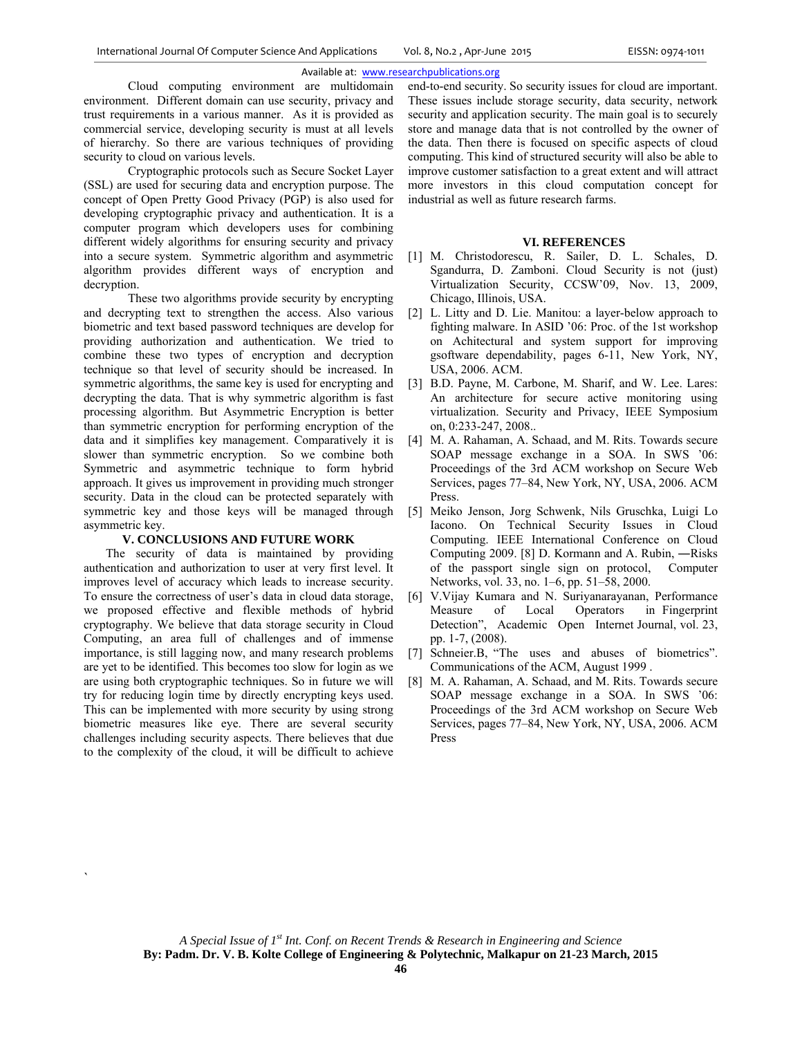Cloud computing environment are multidomain environment. Different domain can use security, privacy and trust requirements in a various manner. As it is provided as commercial service, developing security is must at all levels of hierarchy. So there are various techniques of providing security to cloud on various levels.

Cryptographic protocols such as Secure Socket Layer (SSL) are used for securing data and encryption purpose. The concept of Open Pretty Good Privacy (PGP) is also used for developing cryptographic privacy and authentication. It is a computer program which developers uses for combining different widely algorithms for ensuring security and privacy into a secure system. Symmetric algorithm and asymmetric algorithm provides different ways of encryption and decryption.

These two algorithms provide security by encrypting and decrypting text to strengthen the access. Also various biometric and text based password techniques are develop for providing authorization and authentication. We tried to combine these two types of encryption and decryption technique so that level of security should be increased. In symmetric algorithms, the same key is used for encrypting and decrypting the data. That is why symmetric algorithm is fast processing algorithm. But Asymmetric Encryption is better than symmetric encryption for performing encryption of the data and it simplifies key management. Comparatively it is slower than symmetric encryption. So we combine both Symmetric and asymmetric technique to form hybrid approach. It gives us improvement in providing much stronger security. Data in the cloud can be protected separately with symmetric key and those keys will be managed through asymmetric key.

## V. CONCLUSIONS AND FUTURE WORK

The security of data is maintained by providing authentication and authorization to user at very first level. It improves level of accuracy which leads to increase security. To ensure the correctness of user's data in cloud data storage, we proposed effective and flexible methods of hybrid cryptography. We believe that data storage security in Cloud Computing, an area full of challenges and of immense importance, is still lagging now, and many research problems are yet to be identified. This becomes too slow for login as we are using both cryptographic techniques. So in future we will try for reducing login time by directly encrypting keys used. This can be implemented with more security by using strong biometric measures like eye. There are several security challenges including security aspects. There believes that due to the complexity of the cloud, it will be difficult to achieve end-to-end security. So security issues for cloud are important. These issues include storage security, data security, network security and application security. The main goal is to securely store and manage data that is not controlled by the owner of the data. Then there is focused on specific aspects of cloud computing. This kind of structured security will also be able to improve customer satisfaction to a great extent and will attract more investors in this cloud computation concept for industrial as well as future research farms.

## VI. REFERENCES

[1] M. Christodorescu, R. Sailer, D. L. Schales, D. Sgandurra, D. Zamboni. Cloud Security is not (just) Virtualization Security, CCSW'09, Nov. 13, 2009, Chicago, Illinois, USA.

[2] L. Litty and D. Lie. Manitou: a layer-below approach to fighting malware. In ASID '06: Proc. of the 1st workshop on Achitectural and system support for improving gsoftware dependability, pages 6-11, New York, NY, USA, 2006. ACM.

[3] B.D. Payne, M. Carbone, M. Sharif, and W. Lee. Lares: An architecture for secure active monitoring using virtualization. Security and Privacy, IEEE Symposium on, 0:233-247, 2008..

[4] M. A. Rahaman, A. Schaad, and M. Rits. Towards secure SOAP message exchange in a SOA. In SWS '06: Proceedings of the 3rd ACM workshop on Secure Web Services, pages 77–84, New York, NY, USA, 2006. ACM Press.

[5] Meiko Jenson, Jorg Schwenk, Nils Gruschka, Luigi Lo Iacono. On Technical Security Issues in Cloud Computing. IEEE International Conference on Cloud Computing 2009. [8] D. Kormann and A. Rubin, ―Risks of the passport single sign on protocol, Computer Networks, vol. 33, no. 1–6, pp. 51–58, 2000.

[6] V.Vijay Kumara and N. Suriyanarayanan, Performance Measure of Local Operators in Fingerprint Detection", Academic Open Internet Journal, vol. 23, pp. 1-7, (2008).

[7] Schneier.B, "The uses and abuses of biometrics". Communications of the ACM, August 1999 .

[8] M. A. Rahaman, A. Schaad, and M. Rits. Towards secure SOAP message exchange in a SOA. In SWS '06: Proceedings of the 3rd ACM workshop on Secure Web Services, pages 77–84, New York, NY, USA, 2006. ACM Press